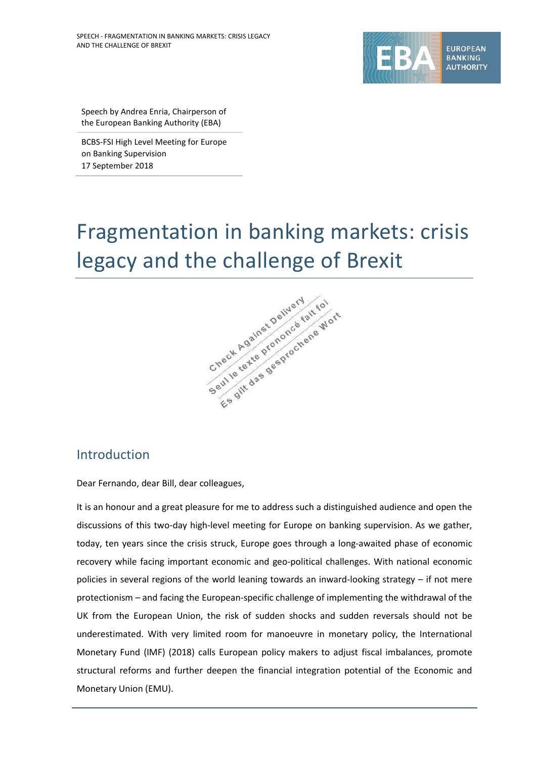Speech by Andrea Enria, Chairperson of the European Banking Authority (EBA)

BCBS-FSI High Level Meeting for Europe on Banking Supervision
17 September 2018

# Fragmentation in banking markets: crisis legacy and the challenge of Brexit

Check Against Delivery
Seul le texte prononcé fait foi
Es gilt das gesprochene Wort

## Introduction

Dear Fernando, dear Bill, dear colleagues,

It is an honour and a great pleasure for me to address such a distinguished audience and open the discussions of this two-day high-level meeting for Europe on banking supervision. As we gather, today, ten years since the crisis struck, Europe goes through a long-awaited phase of economic recovery while facing important economic and geo-political challenges. With national economic policies in several regions of the world leaning towards an inward-looking strategy – if not mere protectionism – and facing the European-specific challenge of implementing the withdrawal of the UK from the European Union, the risk of sudden shocks and sudden reversals should not be underestimated. With very limited room for manoeuvre in monetary policy, the International Monetary Fund (IMF) (2018) calls European policy makers to adjust fiscal imbalances, promote structural reforms and further deepen the financial integration potential of the Economic and Monetary Union (EMU).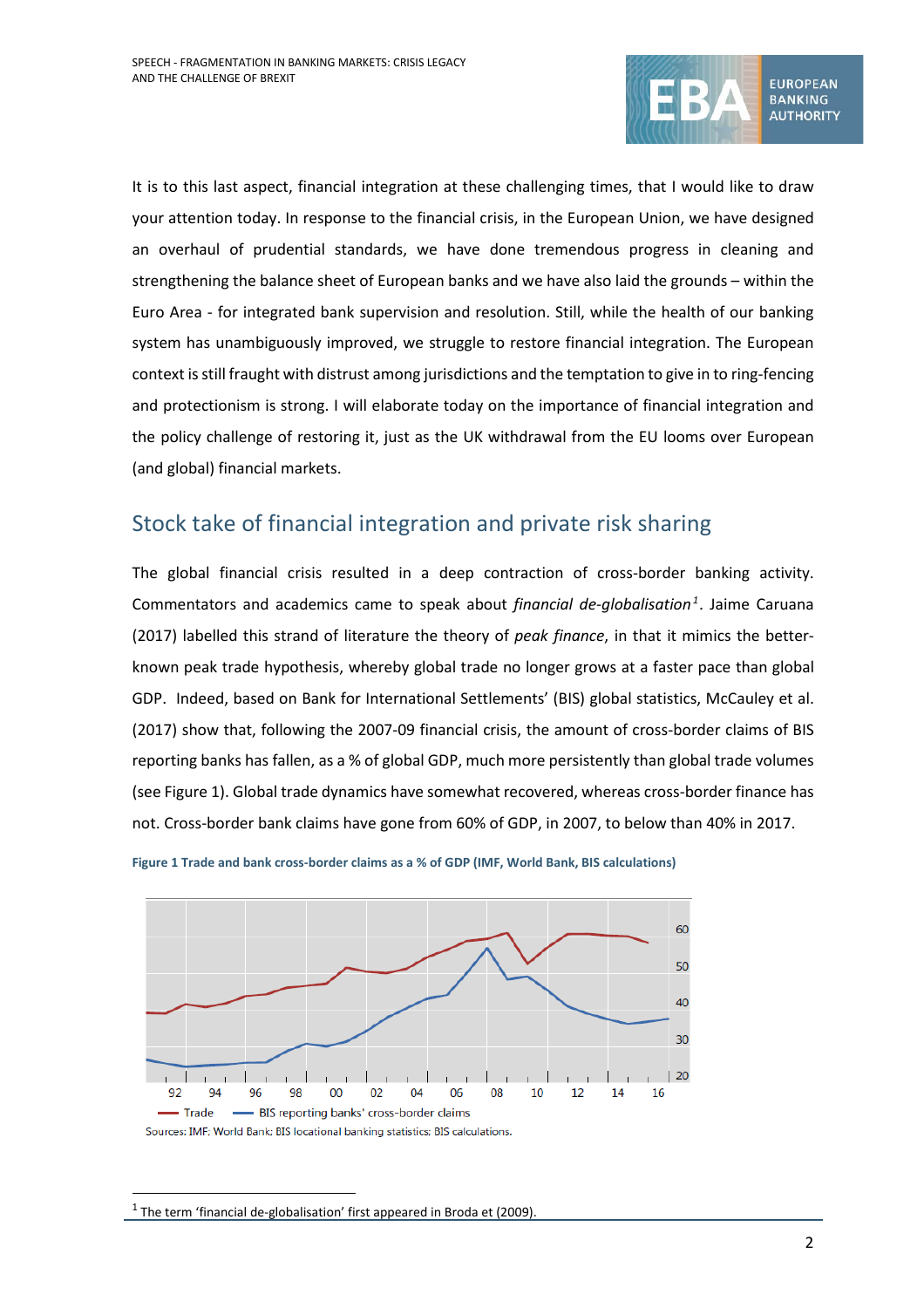It is to this last aspect, financial integration at these challenging times, that I would like to draw your attention today. In response to the financial crisis, in the European Union, we have designed an overhaul of prudential standards, we have done tremendous progress in cleaning and strengthening the balance sheet of European banks and we have also laid the grounds – within the Euro Area - for integrated bank supervision and resolution. Still, while the health of our banking system has unambiguously improved, we struggle to restore financial integration. The European context is still fraught with distrust among jurisdictions and the temptation to give in to ring-fencing and protectionism is strong. I will elaborate today on the importance of financial integration and the policy challenge of restoring it, just as the UK withdrawal from the EU looms over European (and global) financial markets.

## Stock take of financial integration and private risk sharing

The global financial crisis resulted in a deep contraction of cross-border banking activity. Commentators and academics came to speak about *financial de-globalisation*[1]. Jaime Caruana (2017) labelled this strand of literature the theory of *peak finance*, in that it mimics the better-known peak trade hypothesis, whereby global trade no longer grows at a faster pace than global GDP. Indeed, based on Bank for International Settlements' (BIS) global statistics, McCauley et al. (2017) show that, following the 2007-09 financial crisis, the amount of cross-border claims of BIS reporting banks has fallen, as a % of global GDP, much more persistently than global trade volumes (see Figure 1). Global trade dynamics have somewhat recovered, whereas cross-border finance has not. Cross-border bank claims have gone from 60% of GDP, in 2007, to below than 40% in 2017.

**Figure 1 Trade and bank cross-border claims as a % of GDP (IMF, World Bank, BIS calculations)**

Sources: IMF; World Bank; BIS locational banking statistics; BIS calculations.

[1] The term 'financial de-globalisation' first appeared in Broda et (2009).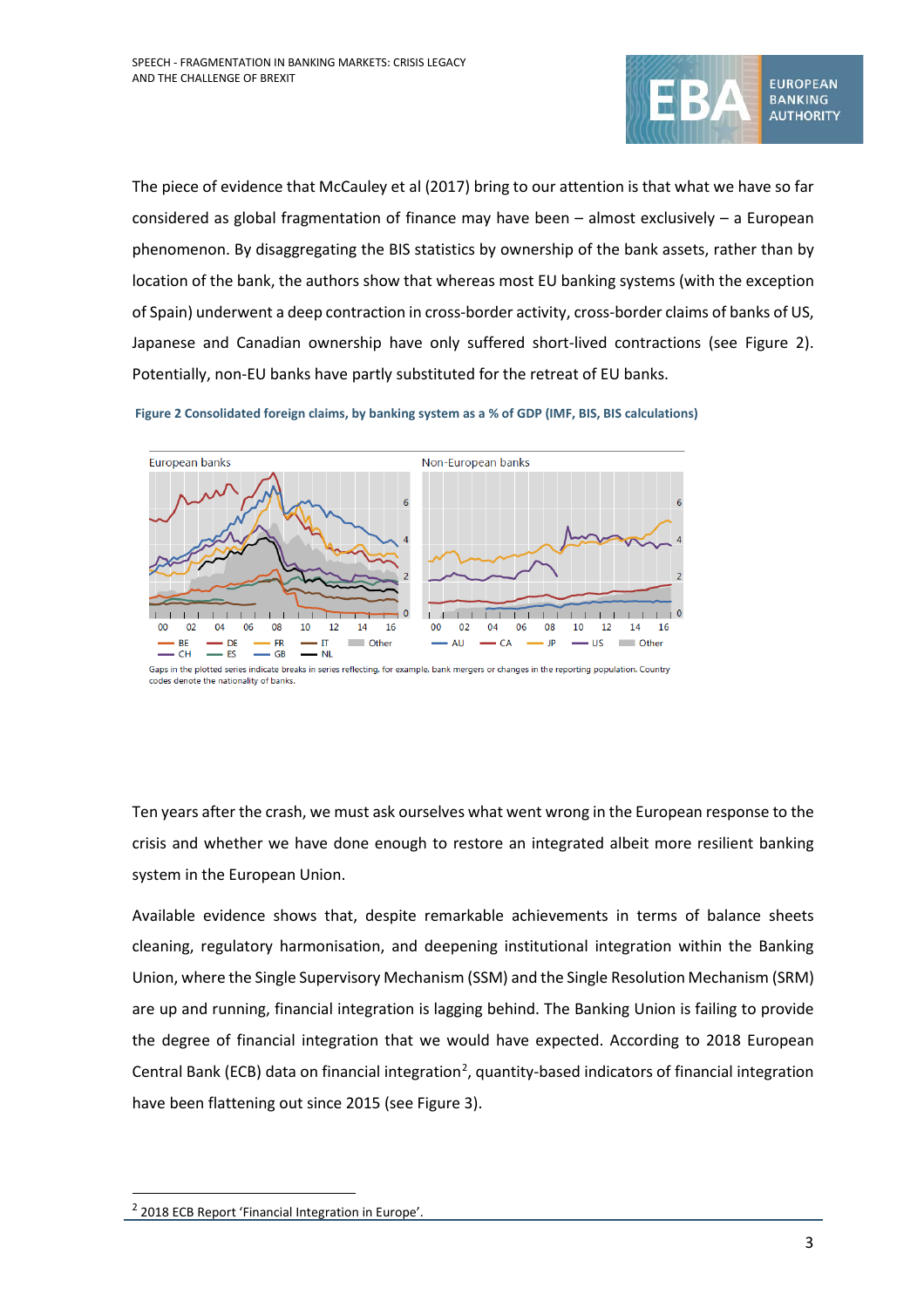The piece of evidence that McCauley et al (2017) bring to our attention is that what we have so far considered as global fragmentation of finance may have been – almost exclusively – a European phenomenon. By disaggregating the BIS statistics by ownership of the bank assets, rather than by location of the bank, the authors show that whereas most EU banking systems (with the exception of Spain) underwent a deep contraction in cross-border activity, cross-border claims of banks of US, Japanese and Canadian ownership have only suffered short-lived contractions (see Figure 2). Potentially, non-EU banks have partly substituted for the retreat of EU banks.

**Figure 2 Consolidated foreign claims, by banking system as a % of GDP (IMF, BIS, BIS calculations)**

Gaps in the plotted series indicate breaks in series reflecting, for example, bank mergers or changes in the reporting population. Country codes denote the nationality of banks.

Ten years after the crash, we must ask ourselves what went wrong in the European response to the crisis and whether we have done enough to restore an integrated albeit more resilient banking system in the European Union.

Available evidence shows that, despite remarkable achievements in terms of balance sheets cleaning, regulatory harmonisation, and deepening institutional integration within the Banking Union, where the Single Supervisory Mechanism (SSM) and the Single Resolution Mechanism (SRM) are up and running, financial integration is lagging behind. The Banking Union is failing to provide the degree of financial integration that we would have expected. According to 2018 European Central Bank (ECB) data on financial integration[2], quantity-based indicators of financial integration have been flattening out since 2015 (see Figure 3).

[2] 2018 ECB Report 'Financial Integration in Europe'.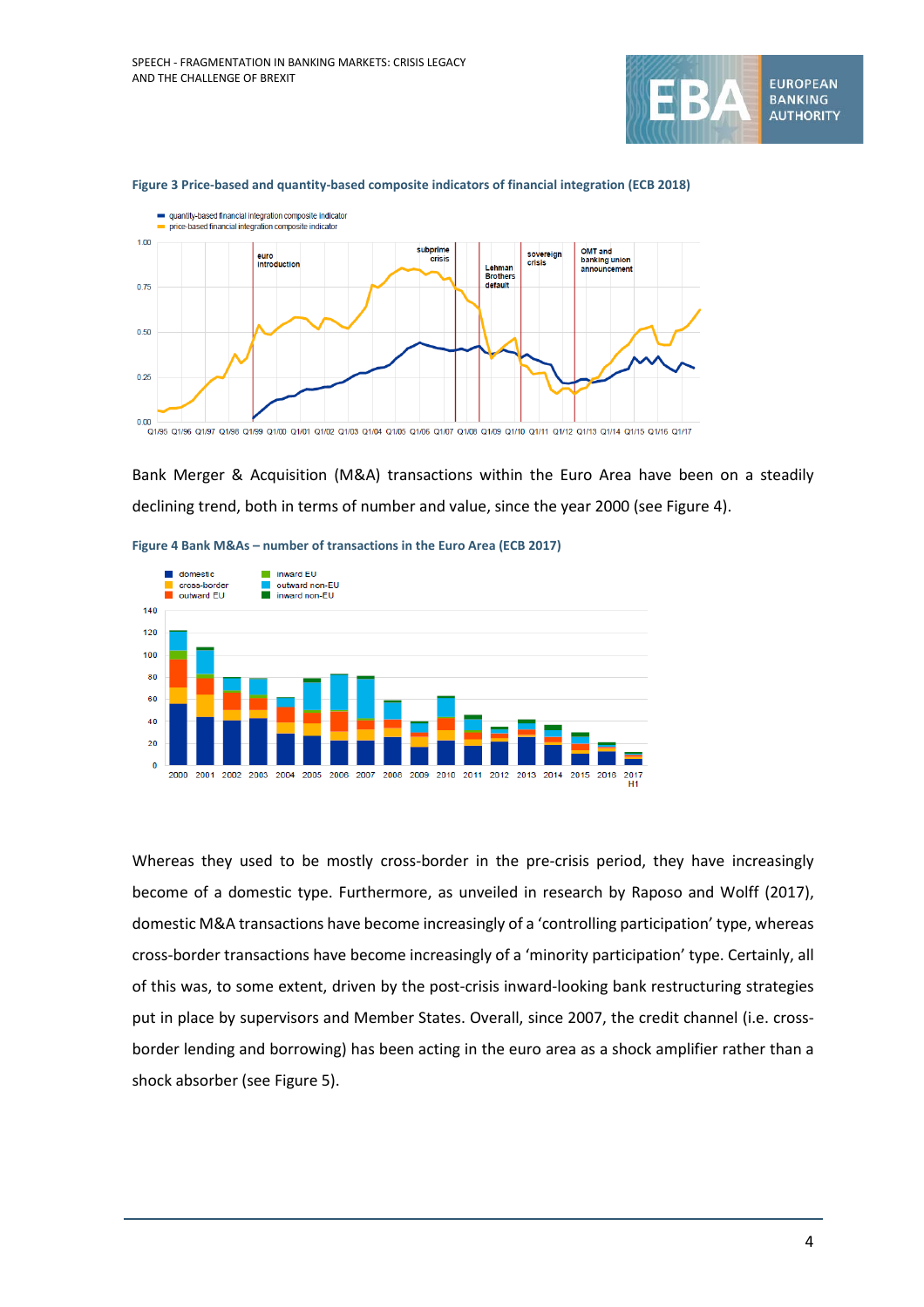**Figure 3 Price-based and quantity-based composite indicators of financial integration (ECB 2018)**

Bank Merger & Acquisition (M&A) transactions within the Euro Area have been on a steadily declining trend, both in terms of number and value, since the year 2000 (see Figure 4).

**Figure 4 Bank M&As – number of transactions in the Euro Area (ECB 2017)**

Whereas they used to be mostly cross-border in the pre-crisis period, they have increasingly become of a domestic type. Furthermore, as unveiled in research by Raposo and Wolff (2017), domestic M&A transactions have become increasingly of a 'controlling participation' type, whereas cross-border transactions have become increasingly of a 'minority participation' type. Certainly, all of this was, to some extent, driven by the post-crisis inward-looking bank restructuring strategies put in place by supervisors and Member States. Overall, since 2007, the credit channel (i.e. cross-border lending and borrowing) has been acting in the euro area as a shock amplifier rather than a shock absorber (see Figure 5).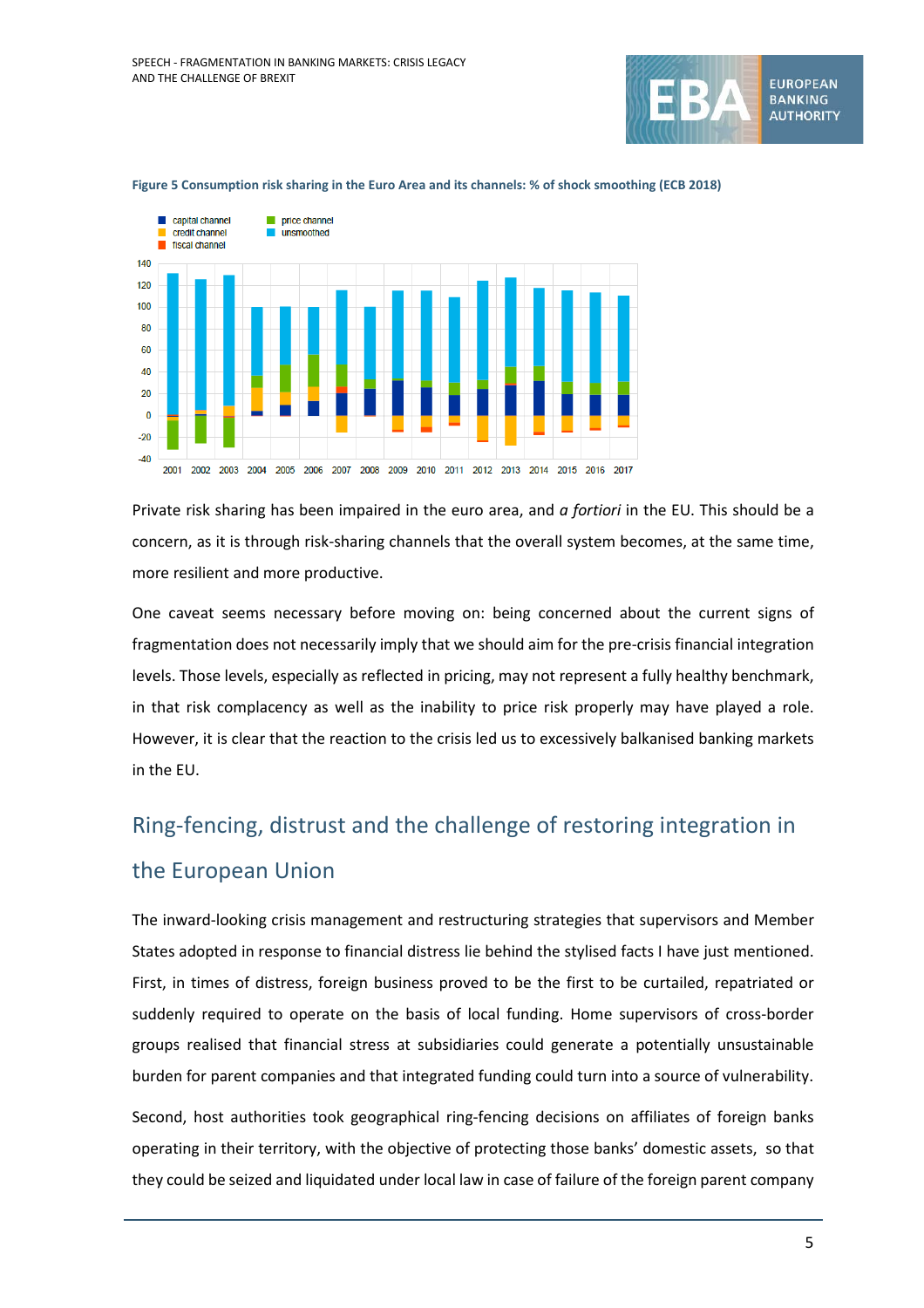**Figure 5 Consumption risk sharing in the Euro Area and its channels: % of shock smoothing (ECB 2018)**

Private risk sharing has been impaired in the euro area, and *a fortiori* in the EU. This should be a concern, as it is through risk-sharing channels that the overall system becomes, at the same time, more resilient and more productive.

One caveat seems necessary before moving on: being concerned about the current signs of fragmentation does not necessarily imply that we should aim for the pre-crisis financial integration levels. Those levels, especially as reflected in pricing, may not represent a fully healthy benchmark, in that risk complacency as well as the inability to price risk properly may have played a role. However, it is clear that the reaction to the crisis led us to excessively balkanised banking markets in the EU.

## Ring-fencing, distrust and the challenge of restoring integration in the European Union

The inward-looking crisis management and restructuring strategies that supervisors and Member States adopted in response to financial distress lie behind the stylised facts I have just mentioned. First, in times of distress, foreign business proved to be the first to be curtailed, repatriated or suddenly required to operate on the basis of local funding. Home supervisors of cross-border groups realised that financial stress at subsidiaries could generate a potentially unsustainable burden for parent companies and that integrated funding could turn into a source of vulnerability.

Second, host authorities took geographical ring-fencing decisions on affiliates of foreign banks operating in their territory, with the objective of protecting those banks' domestic assets, so that they could be seized and liquidated under local law in case of failure of the foreign parent company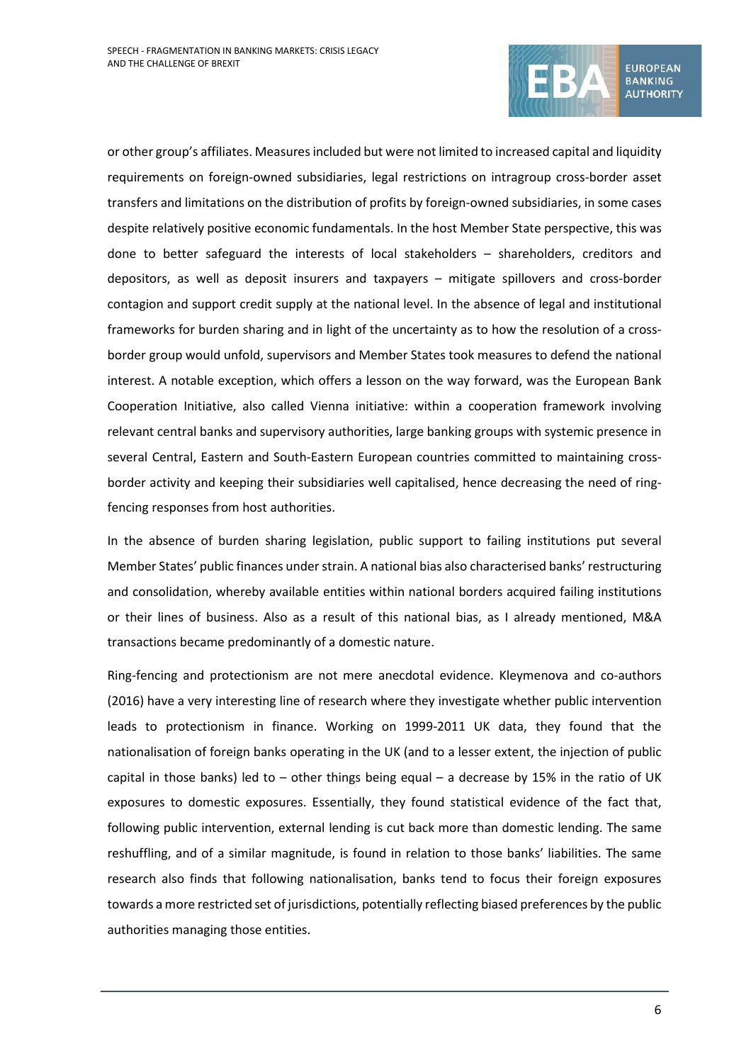or other group's affiliates. Measures included but were not limited to increased capital and liquidity requirements on foreign-owned subsidiaries, legal restrictions on intragroup cross-border asset transfers and limitations on the distribution of profits by foreign-owned subsidiaries, in some cases despite relatively positive economic fundamentals. In the host Member State perspective, this was done to better safeguard the interests of local stakeholders – shareholders, creditors and depositors, as well as deposit insurers and taxpayers – mitigate spillovers and cross-border contagion and support credit supply at the national level. In the absence of legal and institutional frameworks for burden sharing and in light of the uncertainty as to how the resolution of a cross-border group would unfold, supervisors and Member States took measures to defend the national interest. A notable exception, which offers a lesson on the way forward, was the European Bank Cooperation Initiative, also called Vienna initiative: within a cooperation framework involving relevant central banks and supervisory authorities, large banking groups with systemic presence in several Central, Eastern and South-Eastern European countries committed to maintaining cross-border activity and keeping their subsidiaries well capitalised, hence decreasing the need of ring-fencing responses from host authorities.

In the absence of burden sharing legislation, public support to failing institutions put several Member States' public finances under strain. A national bias also characterised banks' restructuring and consolidation, whereby available entities within national borders acquired failing institutions or their lines of business. Also as a result of this national bias, as I already mentioned, M&A transactions became predominantly of a domestic nature.

Ring-fencing and protectionism are not mere anecdotal evidence. Kleymenova and co-authors (2016) have a very interesting line of research where they investigate whether public intervention leads to protectionism in finance. Working on 1999-2011 UK data, they found that the nationalisation of foreign banks operating in the UK (and to a lesser extent, the injection of public capital in those banks) led to – other things being equal – a decrease by 15% in the ratio of UK exposures to domestic exposures. Essentially, they found statistical evidence of the fact that, following public intervention, external lending is cut back more than domestic lending. The same reshuffling, and of a similar magnitude, is found in relation to those banks' liabilities. The same research also finds that following nationalisation, banks tend to focus their foreign exposures towards a more restricted set of jurisdictions, potentially reflecting biased preferences by the public authorities managing those entities.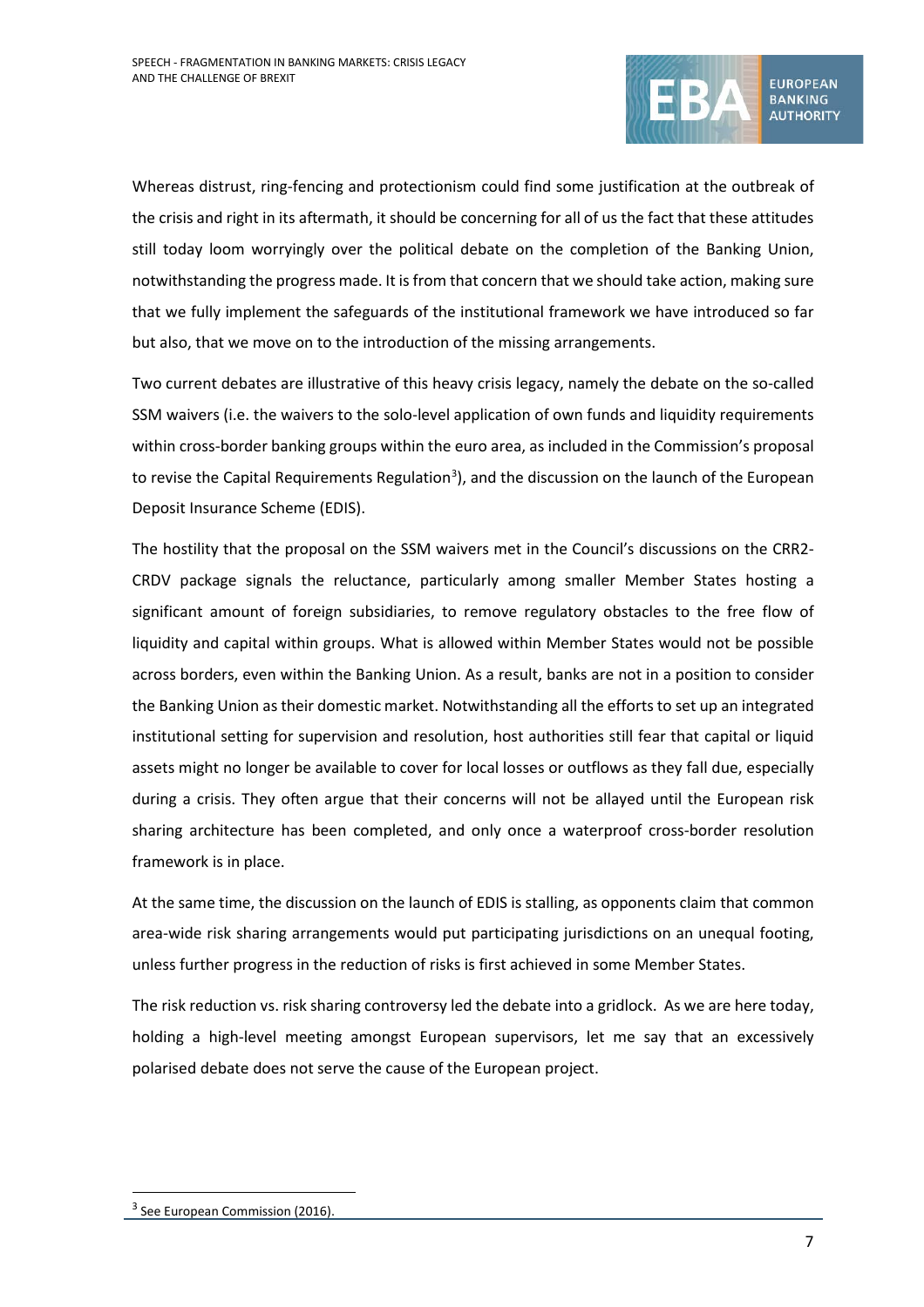Whereas distrust, ring-fencing and protectionism could find some justification at the outbreak of the crisis and right in its aftermath, it should be concerning for all of us the fact that these attitudes still today loom worryingly over the political debate on the completion of the Banking Union, notwithstanding the progress made. It is from that concern that we should take action, making sure that we fully implement the safeguards of the institutional framework we have introduced so far but also, that we move on to the introduction of the missing arrangements.

Two current debates are illustrative of this heavy crisis legacy, namely the debate on the so-called SSM waivers (i.e. the waivers to the solo-level application of own funds and liquidity requirements within cross-border banking groups within the euro area, as included in the Commission's proposal to revise the Capital Requirements Regulation[3]), and the discussion on the launch of the European Deposit Insurance Scheme (EDIS).

The hostility that the proposal on the SSM waivers met in the Council's discussions on the CRR2-CRDV package signals the reluctance, particularly among smaller Member States hosting a significant amount of foreign subsidiaries, to remove regulatory obstacles to the free flow of liquidity and capital within groups. What is allowed within Member States would not be possible across borders, even within the Banking Union. As a result, banks are not in a position to consider the Banking Union as their domestic market. Notwithstanding all the efforts to set up an integrated institutional setting for supervision and resolution, host authorities still fear that capital or liquid assets might no longer be available to cover for local losses or outflows as they fall due, especially during a crisis. They often argue that their concerns will not be allayed until the European risk sharing architecture has been completed, and only once a waterproof cross-border resolution framework is in place.

At the same time, the discussion on the launch of EDIS is stalling, as opponents claim that common area-wide risk sharing arrangements would put participating jurisdictions on an unequal footing, unless further progress in the reduction of risks is first achieved in some Member States.

The risk reduction vs. risk sharing controversy led the debate into a gridlock. As we are here today, holding a high-level meeting amongst European supervisors, let me say that an excessively polarised debate does not serve the cause of the European project.

[3] See European Commission (2016).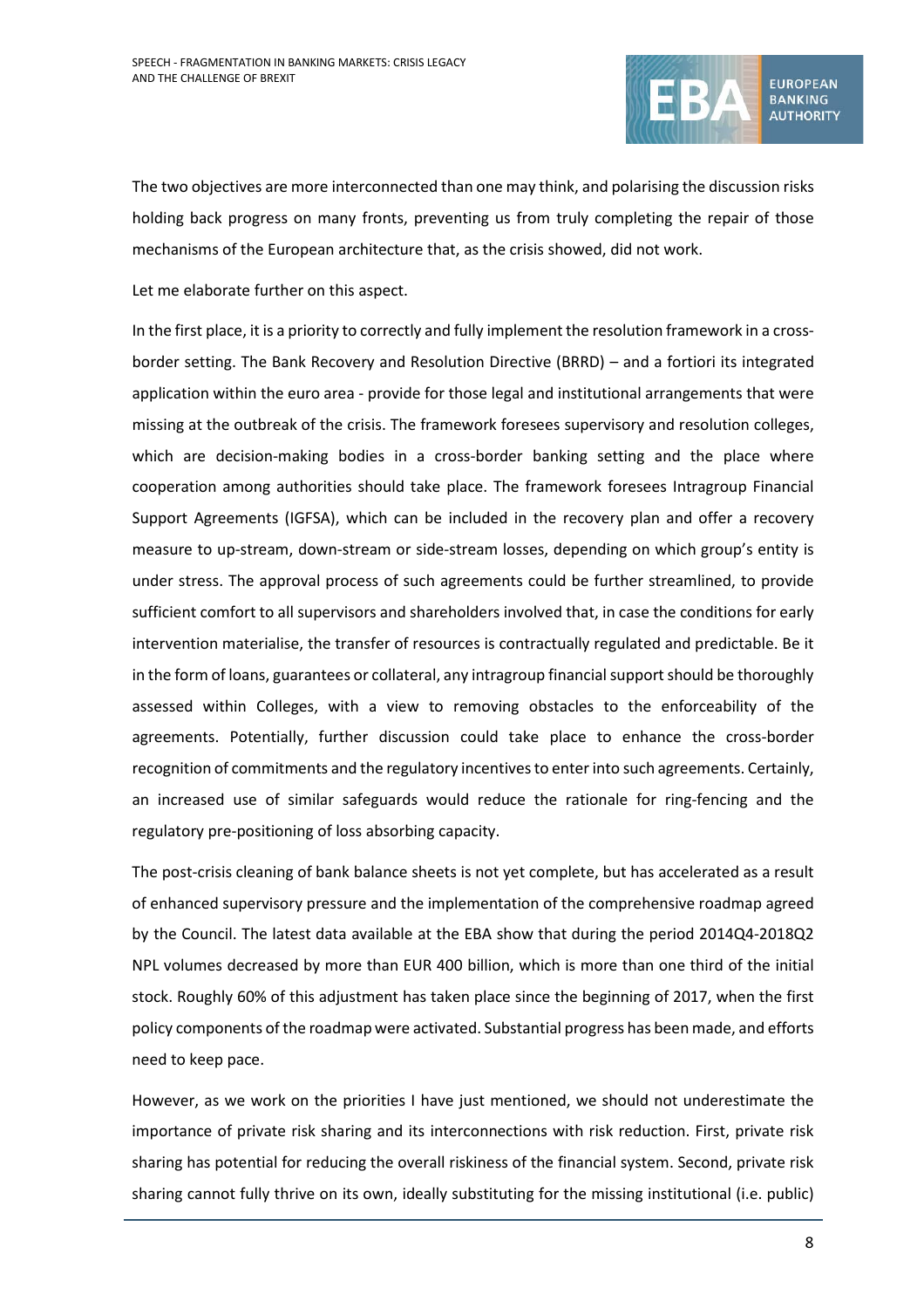The two objectives are more interconnected than one may think, and polarising the discussion risks holding back progress on many fronts, preventing us from truly completing the repair of those mechanisms of the European architecture that, as the crisis showed, did not work.

Let me elaborate further on this aspect.

In the first place, it is a priority to correctly and fully implement the resolution framework in a cross-border setting. The Bank Recovery and Resolution Directive (BRRD) – and a fortiori its integrated application within the euro area - provide for those legal and institutional arrangements that were missing at the outbreak of the crisis. The framework foresees supervisory and resolution colleges, which are decision-making bodies in a cross-border banking setting and the place where cooperation among authorities should take place. The framework foresees Intragroup Financial Support Agreements (IGFSA), which can be included in the recovery plan and offer a recovery measure to up-stream, down-stream or side-stream losses, depending on which group's entity is under stress. The approval process of such agreements could be further streamlined, to provide sufficient comfort to all supervisors and shareholders involved that, in case the conditions for early intervention materialise, the transfer of resources is contractually regulated and predictable. Be it in the form of loans, guarantees or collateral, any intragroup financial support should be thoroughly assessed within Colleges, with a view to removing obstacles to the enforceability of the agreements. Potentially, further discussion could take place to enhance the cross-border recognition of commitments and the regulatory incentives to enter into such agreements. Certainly, an increased use of similar safeguards would reduce the rationale for ring-fencing and the regulatory pre-positioning of loss absorbing capacity.

The post-crisis cleaning of bank balance sheets is not yet complete, but has accelerated as a result of enhanced supervisory pressure and the implementation of the comprehensive roadmap agreed by the Council. The latest data available at the EBA show that during the period 2014Q4-2018Q2 NPL volumes decreased by more than EUR 400 billion, which is more than one third of the initial stock. Roughly 60% of this adjustment has taken place since the beginning of 2017, when the first policy components of the roadmap were activated. Substantial progress has been made, and efforts need to keep pace.

However, as we work on the priorities I have just mentioned, we should not underestimate the importance of private risk sharing and its interconnections with risk reduction. First, private risk sharing has potential for reducing the overall riskiness of the financial system. Second, private risk sharing cannot fully thrive on its own, ideally substituting for the missing institutional (i.e. public)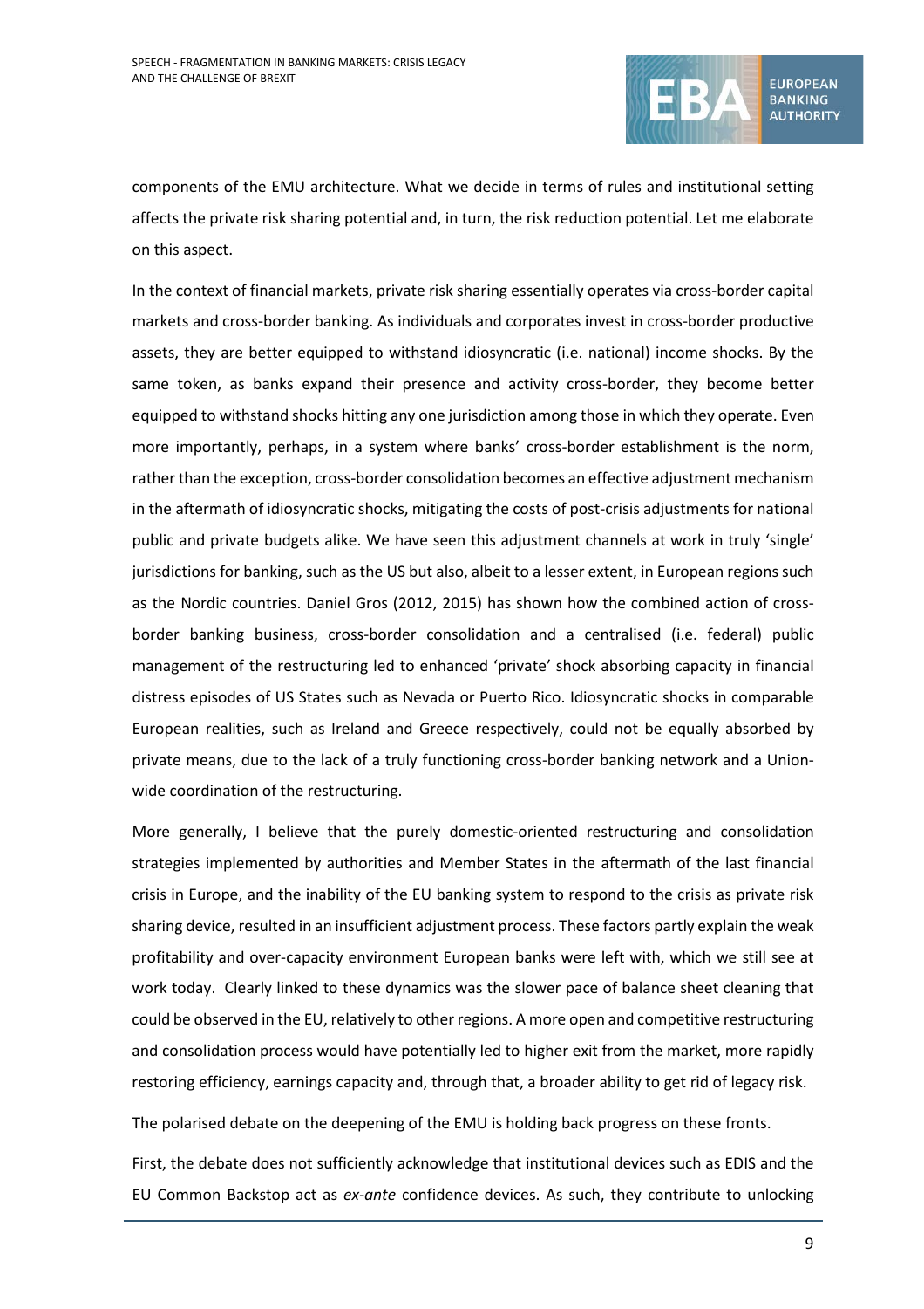components of the EMU architecture. What we decide in terms of rules and institutional setting affects the private risk sharing potential and, in turn, the risk reduction potential. Let me elaborate on this aspect.

In the context of financial markets, private risk sharing essentially operates via cross-border capital markets and cross-border banking. As individuals and corporates invest in cross-border productive assets, they are better equipped to withstand idiosyncratic (i.e. national) income shocks. By the same token, as banks expand their presence and activity cross-border, they become better equipped to withstand shocks hitting any one jurisdiction among those in which they operate. Even more importantly, perhaps, in a system where banks' cross-border establishment is the norm, rather than the exception, cross-border consolidation becomes an effective adjustment mechanism in the aftermath of idiosyncratic shocks, mitigating the costs of post-crisis adjustments for national public and private budgets alike. We have seen this adjustment channels at work in truly 'single' jurisdictions for banking, such as the US but also, albeit to a lesser extent, in European regions such as the Nordic countries. Daniel Gros (2012, 2015) has shown how the combined action of cross-border banking business, cross-border consolidation and a centralised (i.e. federal) public management of the restructuring led to enhanced 'private' shock absorbing capacity in financial distress episodes of US States such as Nevada or Puerto Rico. Idiosyncratic shocks in comparable European realities, such as Ireland and Greece respectively, could not be equally absorbed by private means, due to the lack of a truly functioning cross-border banking network and a Union-wide coordination of the restructuring.

More generally, I believe that the purely domestic-oriented restructuring and consolidation strategies implemented by authorities and Member States in the aftermath of the last financial crisis in Europe, and the inability of the EU banking system to respond to the crisis as private risk sharing device, resulted in an insufficient adjustment process. These factors partly explain the weak profitability and over-capacity environment European banks were left with, which we still see at work today. Clearly linked to these dynamics was the slower pace of balance sheet cleaning that could be observed in the EU, relatively to other regions. A more open and competitive restructuring and consolidation process would have potentially led to higher exit from the market, more rapidly restoring efficiency, earnings capacity and, through that, a broader ability to get rid of legacy risk.

The polarised debate on the deepening of the EMU is holding back progress on these fronts.

First, the debate does not sufficiently acknowledge that institutional devices such as EDIS and the EU Common Backstop act as *ex-ante* confidence devices. As such, they contribute to unlocking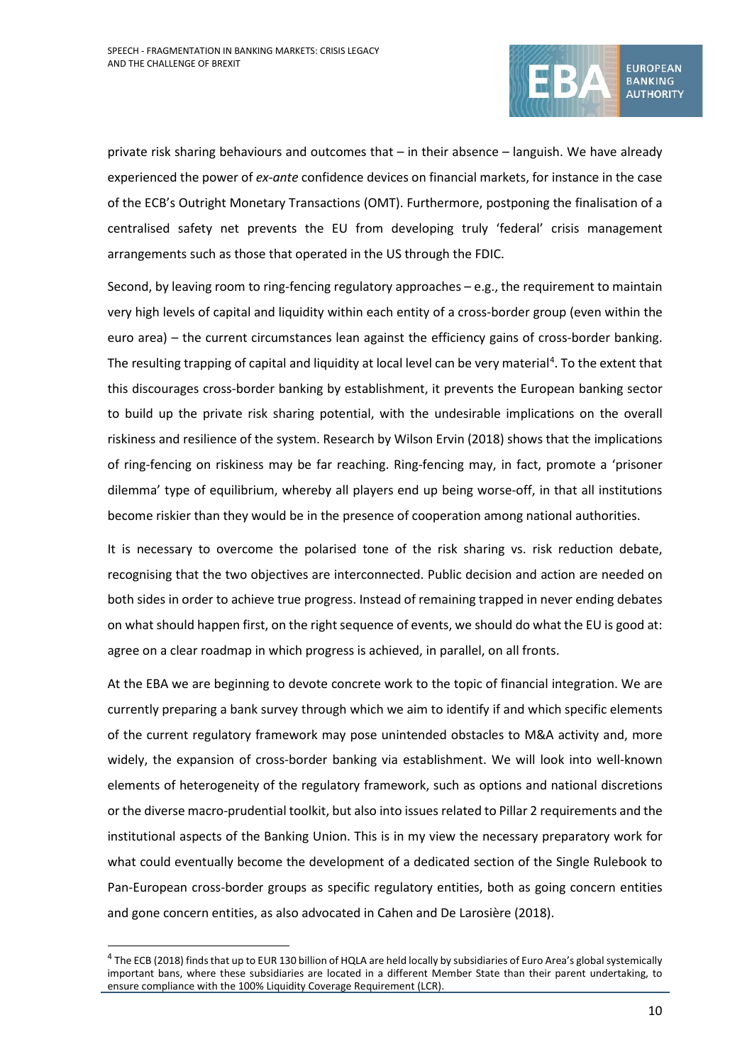private risk sharing behaviours and outcomes that – in their absence – languish. We have already experienced the power of *ex-ante* confidence devices on financial markets, for instance in the case of the ECB's Outright Monetary Transactions (OMT). Furthermore, postponing the finalisation of a centralised safety net prevents the EU from developing truly 'federal' crisis management arrangements such as those that operated in the US through the FDIC.

Second, by leaving room to ring-fencing regulatory approaches – e.g., the requirement to maintain very high levels of capital and liquidity within each entity of a cross-border group (even within the euro area) – the current circumstances lean against the efficiency gains of cross-border banking. The resulting trapping of capital and liquidity at local level can be very material[4]. To the extent that this discourages cross-border banking by establishment, it prevents the European banking sector to build up the private risk sharing potential, with the undesirable implications on the overall riskiness and resilience of the system. Research by Wilson Ervin (2018) shows that the implications of ring-fencing on riskiness may be far reaching. Ring-fencing may, in fact, promote a 'prisoner dilemma' type of equilibrium, whereby all players end up being worse-off, in that all institutions become riskier than they would be in the presence of cooperation among national authorities.

It is necessary to overcome the polarised tone of the risk sharing vs. risk reduction debate, recognising that the two objectives are interconnected. Public decision and action are needed on both sides in order to achieve true progress. Instead of remaining trapped in never ending debates on what should happen first, on the right sequence of events, we should do what the EU is good at: agree on a clear roadmap in which progress is achieved, in parallel, on all fronts.

At the EBA we are beginning to devote concrete work to the topic of financial integration. We are currently preparing a bank survey through which we aim to identify if and which specific elements of the current regulatory framework may pose unintended obstacles to M&A activity and, more widely, the expansion of cross-border banking via establishment. We will look into well-known elements of heterogeneity of the regulatory framework, such as options and national discretions or the diverse macro-prudential toolkit, but also into issues related to Pillar 2 requirements and the institutional aspects of the Banking Union. This is in my view the necessary preparatory work for what could eventually become the development of a dedicated section of the Single Rulebook to Pan-European cross-border groups as specific regulatory entities, both as going concern entities and gone concern entities, as also advocated in Cahen and De Larosière (2018).

[4] The ECB (2018) finds that up to EUR 130 billion of HQLA are held locally by subsidiaries of Euro Area's global systemically important bans, where these subsidiaries are located in a different Member State than their parent undertaking, to ensure compliance with the 100% Liquidity Coverage Requirement (LCR).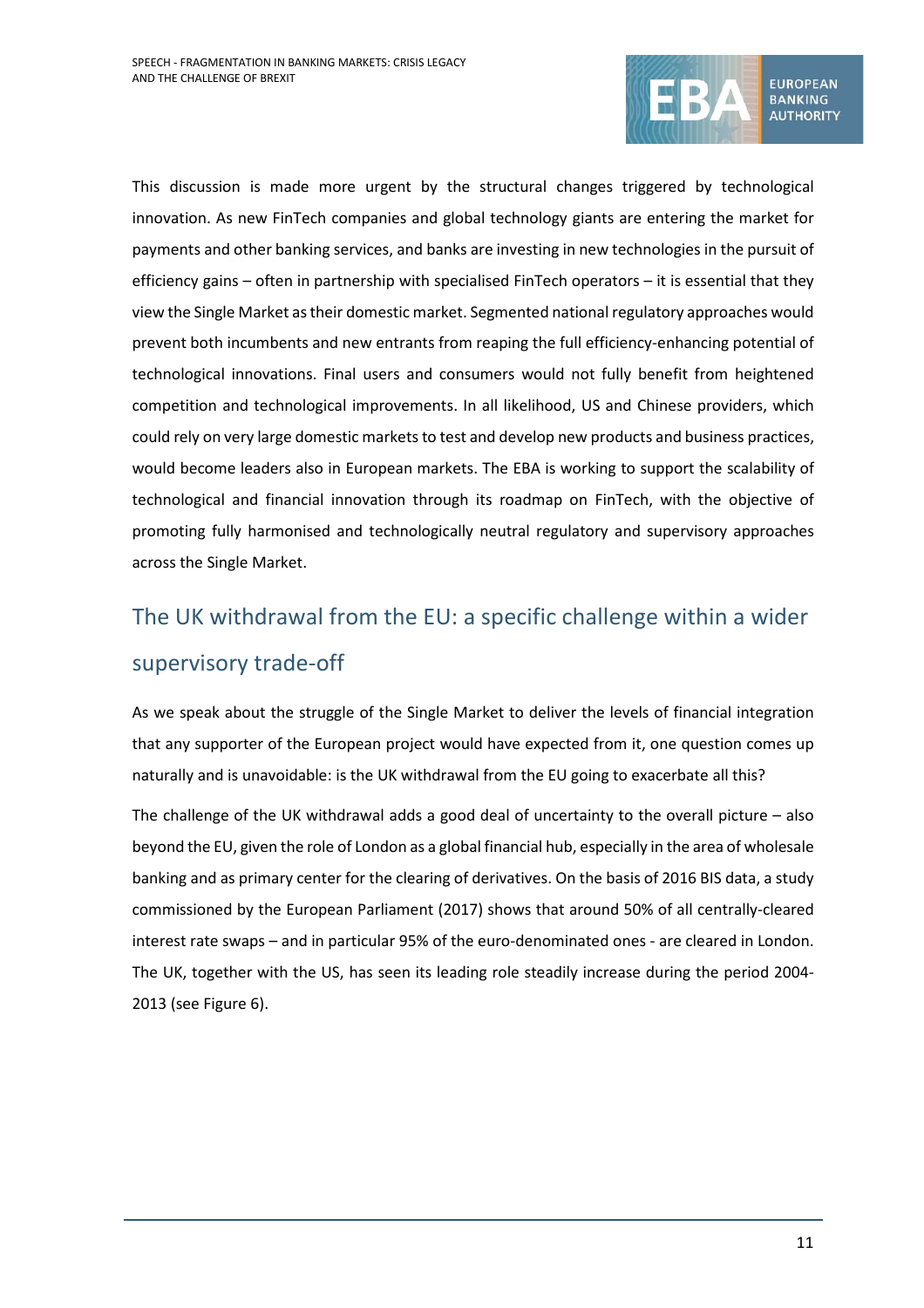This discussion is made more urgent by the structural changes triggered by technological innovation. As new FinTech companies and global technology giants are entering the market for payments and other banking services, and banks are investing in new technologies in the pursuit of efficiency gains – often in partnership with specialised FinTech operators – it is essential that they view the Single Market as their domestic market. Segmented national regulatory approaches would prevent both incumbents and new entrants from reaping the full efficiency-enhancing potential of technological innovations. Final users and consumers would not fully benefit from heightened competition and technological improvements. In all likelihood, US and Chinese providers, which could rely on very large domestic markets to test and develop new products and business practices, would become leaders also in European markets. The EBA is working to support the scalability of technological and financial innovation through its roadmap on FinTech, with the objective of promoting fully harmonised and technologically neutral regulatory and supervisory approaches across the Single Market.

## The UK withdrawal from the EU: a specific challenge within a wider supervisory trade-off

As we speak about the struggle of the Single Market to deliver the levels of financial integration that any supporter of the European project would have expected from it, one question comes up naturally and is unavoidable: is the UK withdrawal from the EU going to exacerbate all this?

The challenge of the UK withdrawal adds a good deal of uncertainty to the overall picture – also beyond the EU, given the role of London as a global financial hub, especially in the area of wholesale banking and as primary center for the clearing of derivatives. On the basis of 2016 BIS data, a study commissioned by the European Parliament (2017) shows that around 50% of all centrally-cleared interest rate swaps – and in particular 95% of the euro-denominated ones - are cleared in London. The UK, together with the US, has seen its leading role steadily increase during the period 2004-2013 (see Figure 6).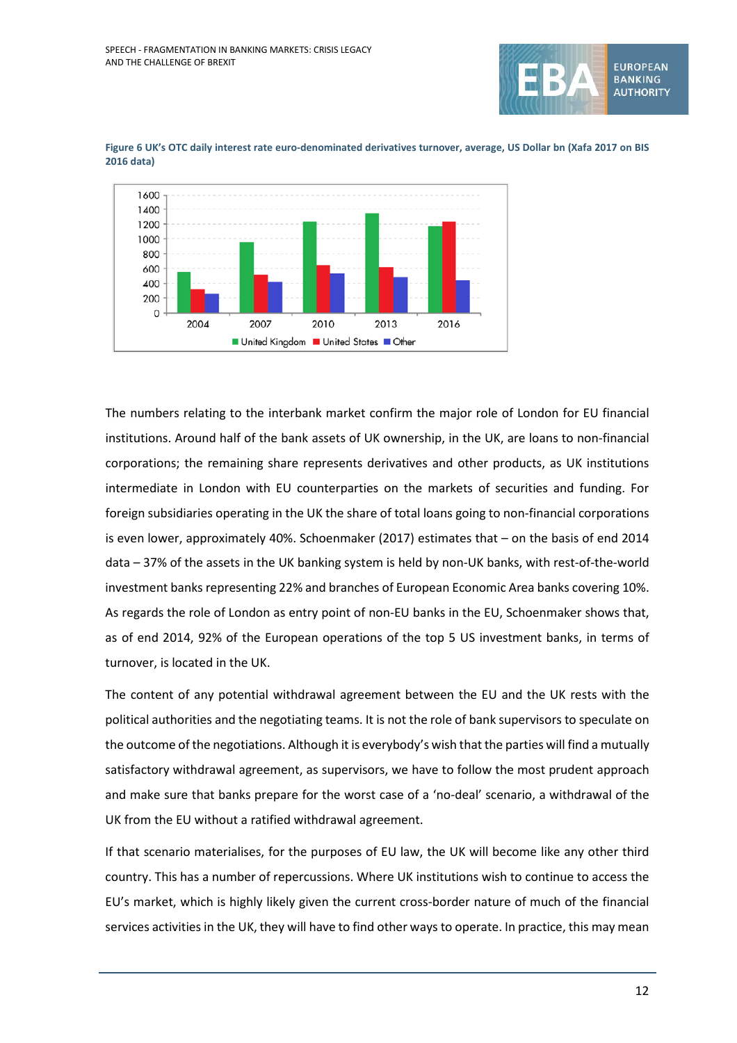**Figure 6 UK's OTC daily interest rate euro-denominated derivatives turnover, average, US Dollar bn (Xafa 2017 on BIS 2016 data)**

The numbers relating to the interbank market confirm the major role of London for EU financial institutions. Around half of the bank assets of UK ownership, in the UK, are loans to non-financial corporations; the remaining share represents derivatives and other products, as UK institutions intermediate in London with EU counterparties on the markets of securities and funding. For foreign subsidiaries operating in the UK the share of total loans going to non-financial corporations is even lower, approximately 40%. Schoenmaker (2017) estimates that – on the basis of end 2014 data – 37% of the assets in the UK banking system is held by non-UK banks, with rest-of-the-world investment banks representing 22% and branches of European Economic Area banks covering 10%. As regards the role of London as entry point of non-EU banks in the EU, Schoenmaker shows that, as of end 2014, 92% of the European operations of the top 5 US investment banks, in terms of turnover, is located in the UK.

The content of any potential withdrawal agreement between the EU and the UK rests with the political authorities and the negotiating teams. It is not the role of bank supervisors to speculate on the outcome of the negotiations. Although it is everybody's wish that the parties will find a mutually satisfactory withdrawal agreement, as supervisors, we have to follow the most prudent approach and make sure that banks prepare for the worst case of a 'no-deal' scenario, a withdrawal of the UK from the EU without a ratified withdrawal agreement.

If that scenario materialises, for the purposes of EU law, the UK will become like any other third country. This has a number of repercussions. Where UK institutions wish to continue to access the EU's market, which is highly likely given the current cross-border nature of much of the financial services activities in the UK, they will have to find other ways to operate. In practice, this may mean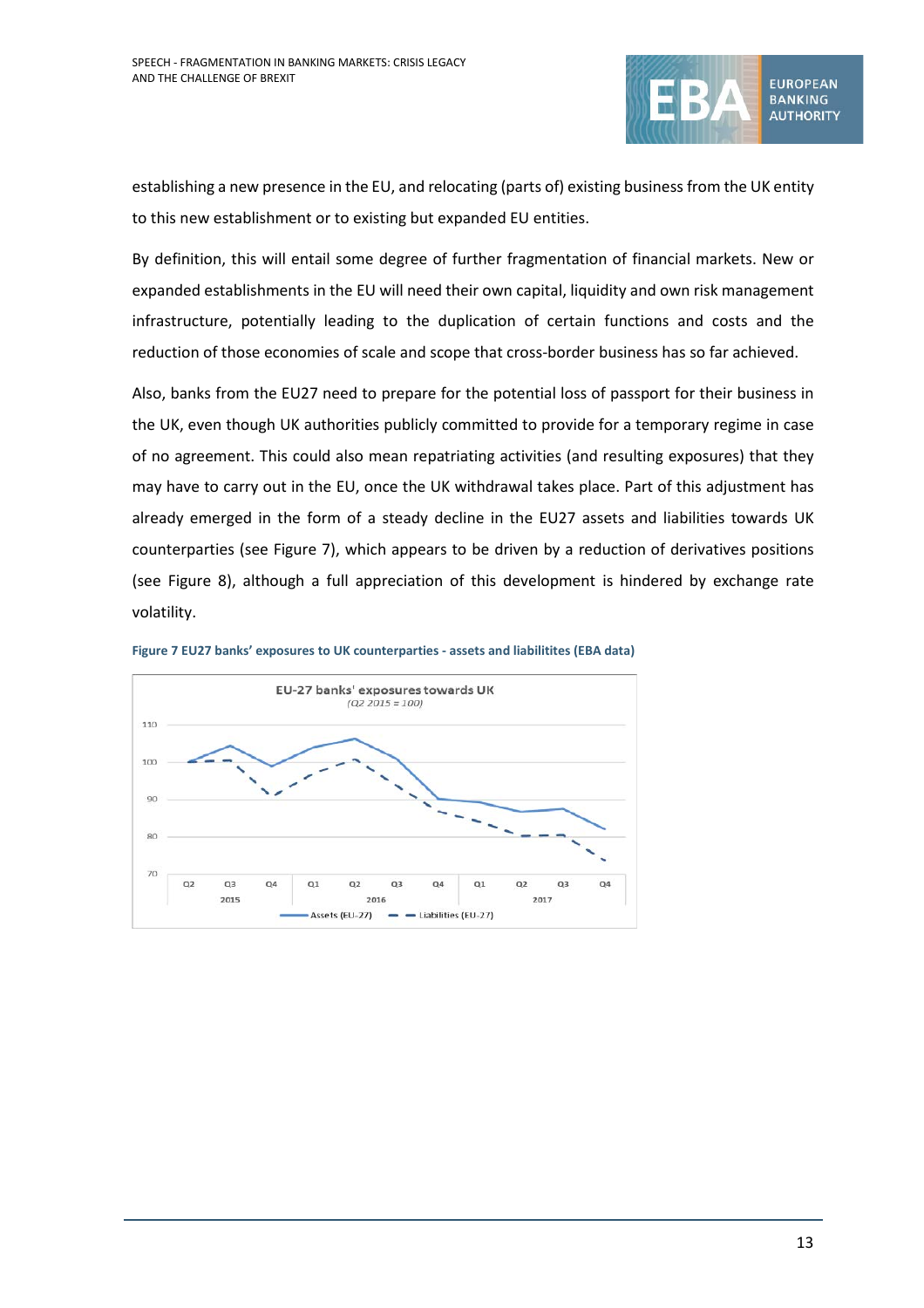establishing a new presence in the EU, and relocating (parts of) existing business from the UK entity to this new establishment or to existing but expanded EU entities.

By definition, this will entail some degree of further fragmentation of financial markets. New or expanded establishments in the EU will need their own capital, liquidity and own risk management infrastructure, potentially leading to the duplication of certain functions and costs and the reduction of those economies of scale and scope that cross-border business has so far achieved.

Also, banks from the EU27 need to prepare for the potential loss of passport for their business in the UK, even though UK authorities publicly committed to provide for a temporary regime in case of no agreement. This could also mean repatriating activities (and resulting exposures) that they may have to carry out in the EU, once the UK withdrawal takes place. Part of this adjustment has already emerged in the form of a steady decline in the EU27 assets and liabilities towards UK counterparties (see Figure 7), which appears to be driven by a reduction of derivatives positions (see Figure 8), although a full appreciation of this development is hindered by exchange rate volatility.

**Figure 7 EU27 banks' exposures to UK counterparties - assets and liabilitites (EBA data)**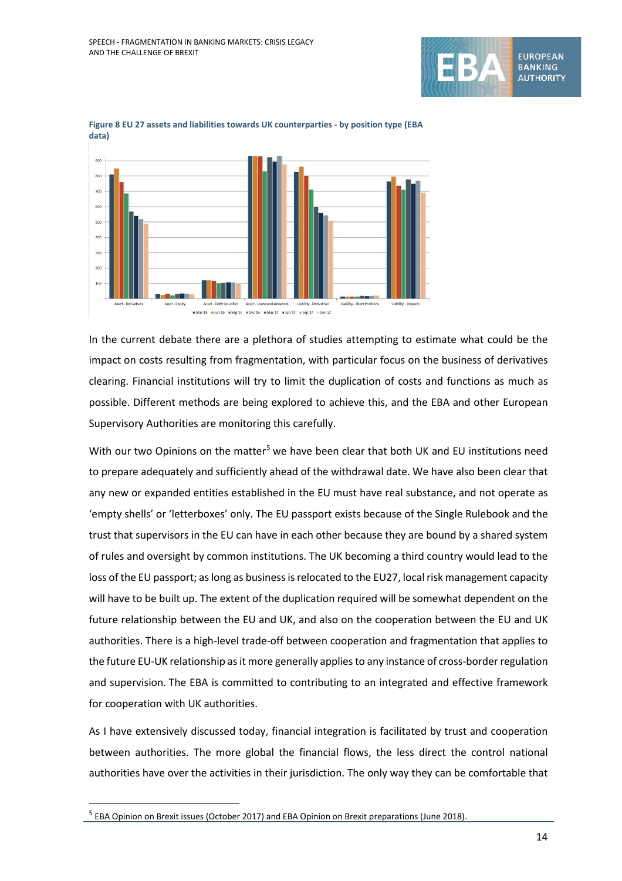**Figure 8 EU 27 assets and liabilities towards UK counterparties - by position type (EBA data)**

In the current debate there are a plethora of studies attempting to estimate what could be the impact on costs resulting from fragmentation, with particular focus on the business of derivatives clearing. Financial institutions will try to limit the duplication of costs and functions as much as possible. Different methods are being explored to achieve this, and the EBA and other European Supervisory Authorities are monitoring this carefully.

With our two Opinions on the matter[5] we have been clear that both UK and EU institutions need to prepare adequately and sufficiently ahead of the withdrawal date. We have also been clear that any new or expanded entities established in the EU must have real substance, and not operate as 'empty shells' or 'letterboxes' only. The EU passport exists because of the Single Rulebook and the trust that supervisors in the EU can have in each other because they are bound by a shared system of rules and oversight by common institutions. The UK becoming a third country would lead to the loss of the EU passport; as long as business is relocated to the EU27, local risk management capacity will have to be built up. The extent of the duplication required will be somewhat dependent on the future relationship between the EU and UK, and also on the cooperation between the EU and UK authorities. There is a high-level trade-off between cooperation and fragmentation that applies to the future EU-UK relationship as it more generally applies to any instance of cross-border regulation and supervision. The EBA is committed to contributing to an integrated and effective framework for cooperation with UK authorities.

As I have extensively discussed today, financial integration is facilitated by trust and cooperation between authorities. The more global the financial flows, the less direct the control national authorities have over the activities in their jurisdiction. The only way they can be comfortable that

[5] EBA Opinion on Brexit issues (October 2017) and EBA Opinion on Brexit preparations (June 2018).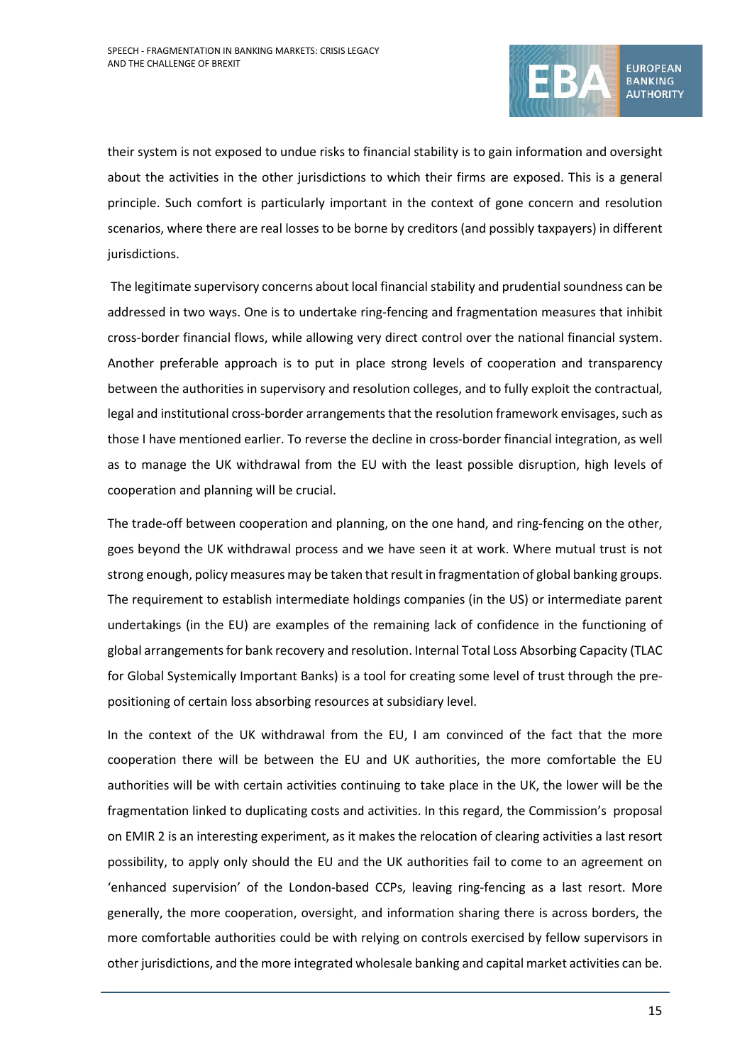their system is not exposed to undue risks to financial stability is to gain information and oversight about the activities in the other jurisdictions to which their firms are exposed. This is a general principle. Such comfort is particularly important in the context of gone concern and resolution scenarios, where there are real losses to be borne by creditors (and possibly taxpayers) in different jurisdictions.

The legitimate supervisory concerns about local financial stability and prudential soundness can be addressed in two ways. One is to undertake ring-fencing and fragmentation measures that inhibit cross-border financial flows, while allowing very direct control over the national financial system. Another preferable approach is to put in place strong levels of cooperation and transparency between the authorities in supervisory and resolution colleges, and to fully exploit the contractual, legal and institutional cross-border arrangements that the resolution framework envisages, such as those I have mentioned earlier. To reverse the decline in cross-border financial integration, as well as to manage the UK withdrawal from the EU with the least possible disruption, high levels of cooperation and planning will be crucial.

The trade-off between cooperation and planning, on the one hand, and ring-fencing on the other, goes beyond the UK withdrawal process and we have seen it at work. Where mutual trust is not strong enough, policy measures may be taken that result in fragmentation of global banking groups. The requirement to establish intermediate holdings companies (in the US) or intermediate parent undertakings (in the EU) are examples of the remaining lack of confidence in the functioning of global arrangements for bank recovery and resolution. Internal Total Loss Absorbing Capacity (TLAC for Global Systemically Important Banks) is a tool for creating some level of trust through the pre-positioning of certain loss absorbing resources at subsidiary level.

In the context of the UK withdrawal from the EU, I am convinced of the fact that the more cooperation there will be between the EU and UK authorities, the more comfortable the EU authorities will be with certain activities continuing to take place in the UK, the lower will be the fragmentation linked to duplicating costs and activities. In this regard, the Commission's proposal on EMIR 2 is an interesting experiment, as it makes the relocation of clearing activities a last resort possibility, to apply only should the EU and the UK authorities fail to come to an agreement on 'enhanced supervision' of the London-based CCPs, leaving ring-fencing as a last resort. More generally, the more cooperation, oversight, and information sharing there is across borders, the more comfortable authorities could be with relying on controls exercised by fellow supervisors in other jurisdictions, and the more integrated wholesale banking and capital market activities can be.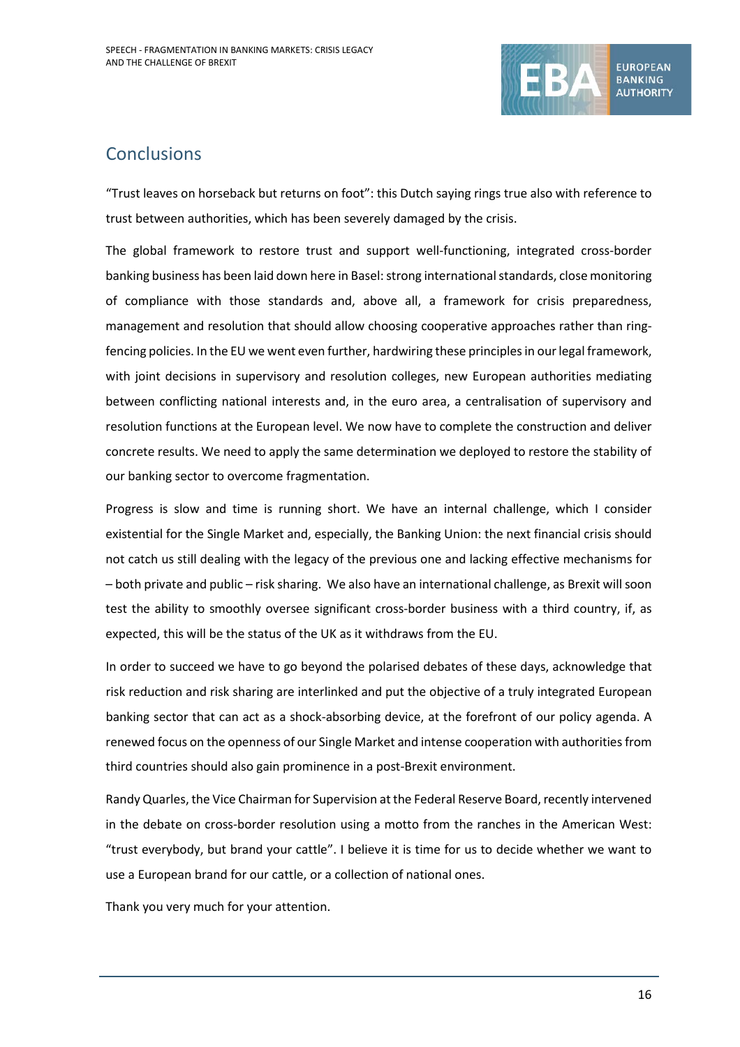## Conclusions

"Trust leaves on horseback but returns on foot": this Dutch saying rings true also with reference to trust between authorities, which has been severely damaged by the crisis.

The global framework to restore trust and support well-functioning, integrated cross-border banking business has been laid down here in Basel: strong international standards, close monitoring of compliance with those standards and, above all, a framework for crisis preparedness, management and resolution that should allow choosing cooperative approaches rather than ring-fencing policies. In the EU we went even further, hardwiring these principles in our legal framework, with joint decisions in supervisory and resolution colleges, new European authorities mediating between conflicting national interests and, in the euro area, a centralisation of supervisory and resolution functions at the European level. We now have to complete the construction and deliver concrete results. We need to apply the same determination we deployed to restore the stability of our banking sector to overcome fragmentation.

Progress is slow and time is running short. We have an internal challenge, which I consider existential for the Single Market and, especially, the Banking Union: the next financial crisis should not catch us still dealing with the legacy of the previous one and lacking effective mechanisms for – both private and public – risk sharing. We also have an international challenge, as Brexit will soon test the ability to smoothly oversee significant cross-border business with a third country, if, as expected, this will be the status of the UK as it withdraws from the EU.

In order to succeed we have to go beyond the polarised debates of these days, acknowledge that risk reduction and risk sharing are interlinked and put the objective of a truly integrated European banking sector that can act as a shock-absorbing device, at the forefront of our policy agenda. A renewed focus on the openness of our Single Market and intense cooperation with authorities from third countries should also gain prominence in a post-Brexit environment.

Randy Quarles, the Vice Chairman for Supervision at the Federal Reserve Board, recently intervened in the debate on cross-border resolution using a motto from the ranches in the American West: "trust everybody, but brand your cattle". I believe it is time for us to decide whether we want to use a European brand for our cattle, or a collection of national ones.

Thank you very much for your attention.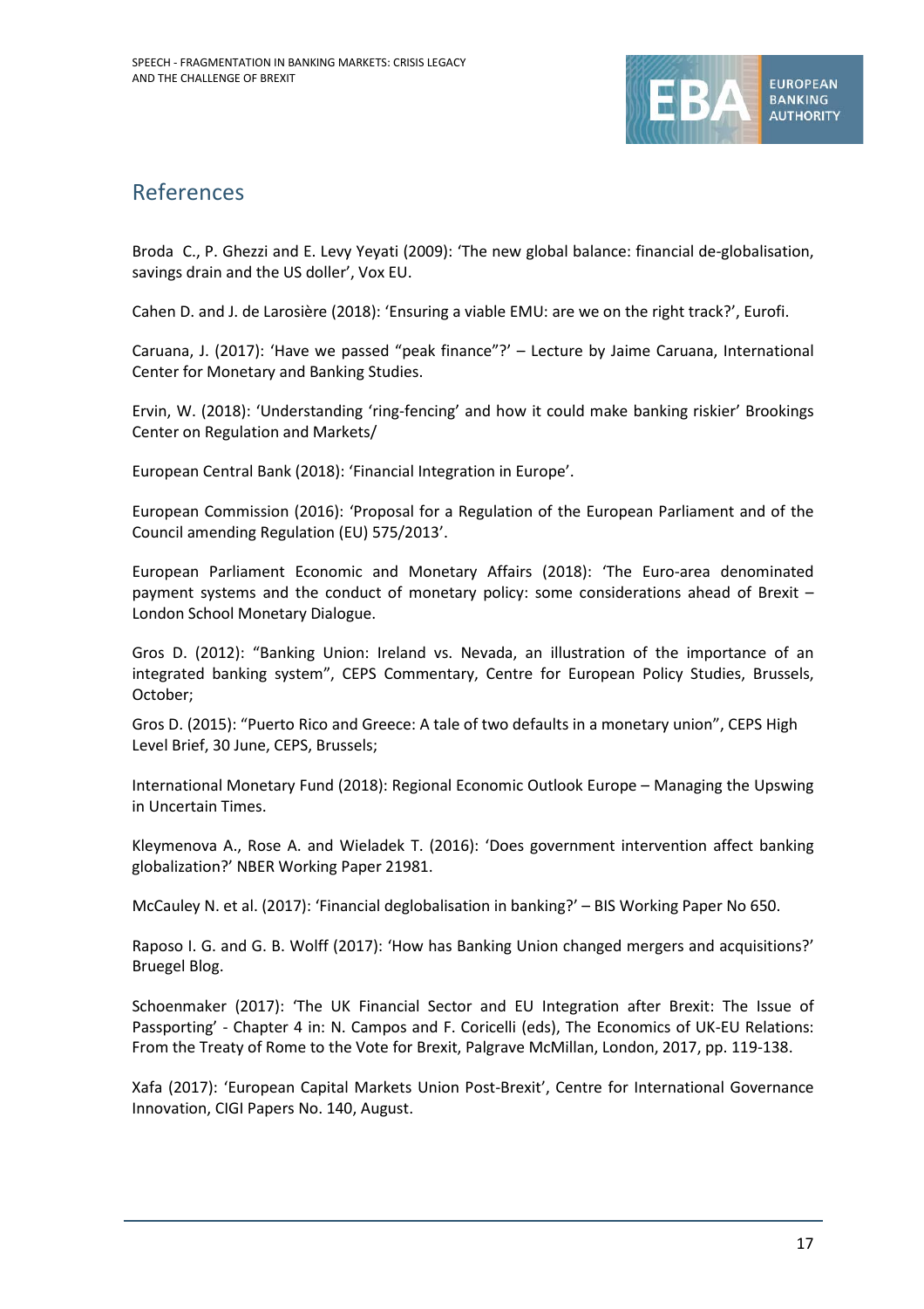## References

Broda  C., P. Ghezzi and E. Levy Yeyati (2009): 'The new global balance: financial de-globalisation, savings drain and the US doller', Vox EU.

Cahen D. and J. de Larosière (2018): 'Ensuring a viable EMU: are we on the right track?', Eurofi.

Caruana, J. (2017): 'Have we passed "peak finance"?' – Lecture by Jaime Caruana, International Center for Monetary and Banking Studies.

Ervin, W. (2018): 'Understanding 'ring-fencing' and how it could make banking riskier' Brookings Center on Regulation and Markets/

European Central Bank (2018): 'Financial Integration in Europe'.

European Commission (2016): 'Proposal for a Regulation of the European Parliament and of the Council amending Regulation (EU) 575/2013'.

European Parliament Economic and Monetary Affairs (2018): 'The Euro-area denominated payment systems and the conduct of monetary policy: some considerations ahead of Brexit – London School Monetary Dialogue.

Gros D. (2012): "Banking Union: Ireland vs. Nevada, an illustration of the importance of an integrated banking system", CEPS Commentary, Centre for European Policy Studies, Brussels, October;

Gros D. (2015): "Puerto Rico and Greece: A tale of two defaults in a monetary union", CEPS High Level Brief, 30 June, CEPS, Brussels;

International Monetary Fund (2018): Regional Economic Outlook Europe – Managing the Upswing in Uncertain Times.

Kleymenova A., Rose A. and Wieladek T. (2016): 'Does government intervention affect banking globalization?' NBER Working Paper 21981.

McCauley N. et al. (2017): 'Financial deglobalisation in banking?' – BIS Working Paper No 650.

Raposo I. G. and G. B. Wolff (2017): 'How has Banking Union changed mergers and acquisitions?' Bruegel Blog.

Schoenmaker (2017): 'The UK Financial Sector and EU Integration after Brexit: The Issue of Passporting' - Chapter 4 in: N. Campos and F. Coricelli (eds), The Economics of UK-EU Relations: From the Treaty of Rome to the Vote for Brexit, Palgrave McMillan, London, 2017, pp. 119-138.

Xafa (2017): 'European Capital Markets Union Post-Brexit', Centre for International Governance Innovation, CIGI Papers No. 140, August.